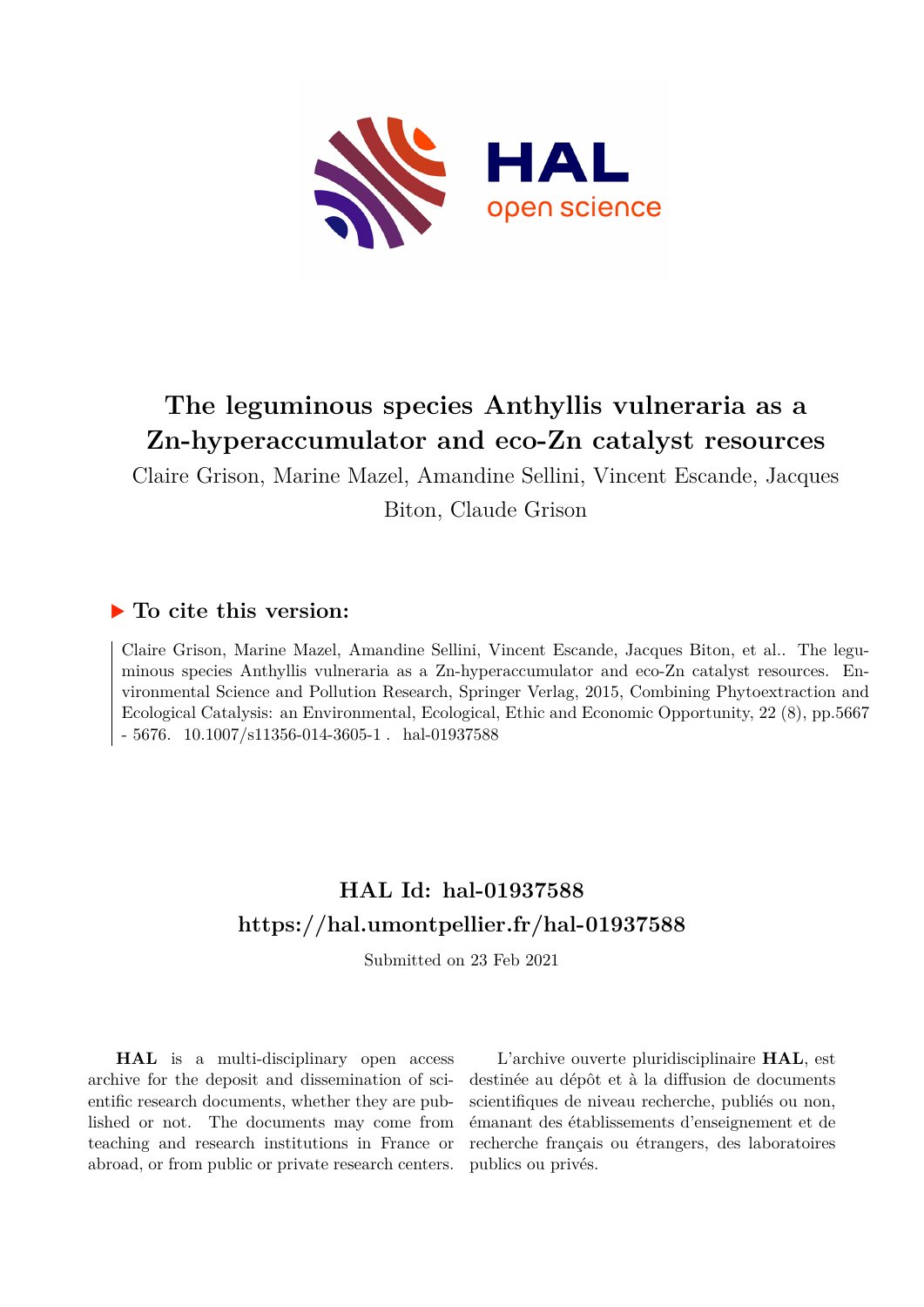# The leguminous species Anthyllis vulneraria as a Zn-hyperaccumulator and eco-Zn catalyst resources

Claire Grison, Marine Mazel, Amandine Sellini, Vincent Escande, Jacques Biton, Claude Grison

## ▶ To cite this version:

Claire Grison, Marine Mazel, Amandine Sellini, Vincent Escande, Jacques Biton, et al.. The leguminous species Anthyllis vulneraria as a Zn-hyperaccumulator and eco-Zn catalyst resources. Environmental Science and Pollution Research, Springer Verlag, 2015, Combining Phytoextraction and Ecological Catalysis: an Environmental, Ecological, Ethic and Economic Opportunity, 22 (8), pp.5667 - 5676. 10.1007/s11356-014-3605-1 . hal-01937588

## HAL Id: hal-01937588

## https://hal.umontpellier.fr/hal-01937588

Submitted on 23 Feb 2021

**HAL** is a multi-disciplinary open access archive for the deposit and dissemination of scientific research documents, whether they are published or not. The documents may come from teaching and research institutions in France or abroad, or from public or private research centers.

L'archive ouverte pluridisciplinaire **HAL**, est destinée au dépôt et à la diffusion de documents scientifiques de niveau recherche, publiés ou non, émanant des établissements d'enseignement et de recherche français ou étrangers, des laboratoires publics ou privés.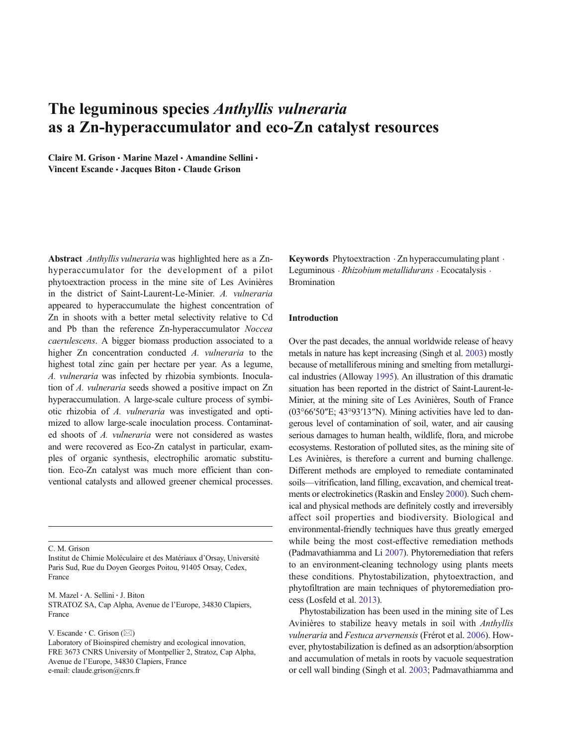# The leguminous species *Anthyllis vulneraria* as a Zn-hyperaccumulator and eco-Zn catalyst resources

**Claire M. Grison · Marine Mazel · Amandine Sellini · Vincent Escande · Jacques Biton · Claude Grison**

**Abstract** *Anthyllis vulneraria* was highlighted here as a Zn-hyperaccumulator for the development of a pilot phytoextraction process in the mine site of Les Avinières in the district of Saint-Laurent-Le-Minier. *A. vulneraria* appeared to hyperaccumulate the highest concentration of Zn in shoots with a better metal selectivity relative to Cd and Pb than the reference Zn-hyperaccumulator *Noccea caerulescens*. A bigger biomass production associated to a higher Zn concentration conducted *A. vulneraria* to the highest total zinc gain per hectare per year. As a legume, *A. vulneraria* was infected by rhizobia symbionts. Inoculation of *A. vulneraria* seeds showed a positive impact on Zn hyperaccumulation. A large-scale culture process of symbiotic rhizobia of *A. vulneraria* was investigated and optimized to allow large-scale inoculation process. Contaminated shoots of *A. vulneraria* were not considered as wastes and were recovered as Eco-Zn catalyst in particular, examples of organic synthesis, electrophilic aromatic substitution. Eco-Zn catalyst was much more efficient than conventional catalysts and allowed greener chemical processes.

**Keywords** Phytoextraction · Zn hyperaccumulating plant · Leguminous · *Rhizobium metallidurans* · Ecocatalysis · Bromination

C. M. Grison
Institut de Chimie Moléculaire et des Matériaux d'Orsay, Université Paris Sud, Rue du Doyen Georges Poitou, 91405 Orsay, Cedex, France

M. Mazel · A. Sellini · J. Biton
STRATOZ SA, Cap Alpha, Avenue de l'Europe, 34830 Clapiers, France

V. Escande · C. Grison (✉)
Laboratory of Bioinspired chemistry and ecological innovation, FRE 3673 CNRS University of Montpellier 2, Stratoz, Cap Alpha, Avenue de l'Europe, 34830 Clapiers, France
e-mail: claude.grison@cnrs.fr

## Introduction

Over the past decades, the annual worldwide release of heavy metals in nature has kept increasing (Singh et al. 2003) mostly because of metalliferous mining and smelting from metallurgical industries (Alloway 1995). An illustration of this dramatic situation has been reported in the district of Saint-Laurent-le-Minier, at the mining site of Les Avinières, South of France (03°66′50″E; 43°93′13″N). Mining activities have led to dangerous level of contamination of soil, water, and air causing serious damages to human health, wildlife, flora, and microbe ecosystems. Restoration of polluted sites, as the mining site of Les Avinières, is therefore a current and burning challenge. Different methods are employed to remediate contaminated soils—vitrification, land filling, excavation, and chemical treatments or electrokinetics (Raskin and Ensley 2000). Such chemical and physical methods are definitely costly and irreversibly affect soil properties and biodiversity. Biological and environmental-friendly techniques have thus greatly emerged while being the most cost-effective remediation methods (Padmavathiamma and Li 2007). Phytoremediation that refers to an environment-cleaning technology using plants meets these conditions. Phytostabilization, phytoextraction, and phytofiltration are main techniques of phytoremediation process (Losfeld et al. 2013).

Phytostabilization has been used in the mining site of Les Avinières to stabilize heavy metals in soil with *Anthyllis vulneraria* and *Festuca arvernensis* (Frérot et al. 2006). However, phytostabilization is defined as an adsorption/absorption and accumulation of metals in roots by vacuole sequestration or cell wall binding (Singh et al. 2003; Padmavathiamma and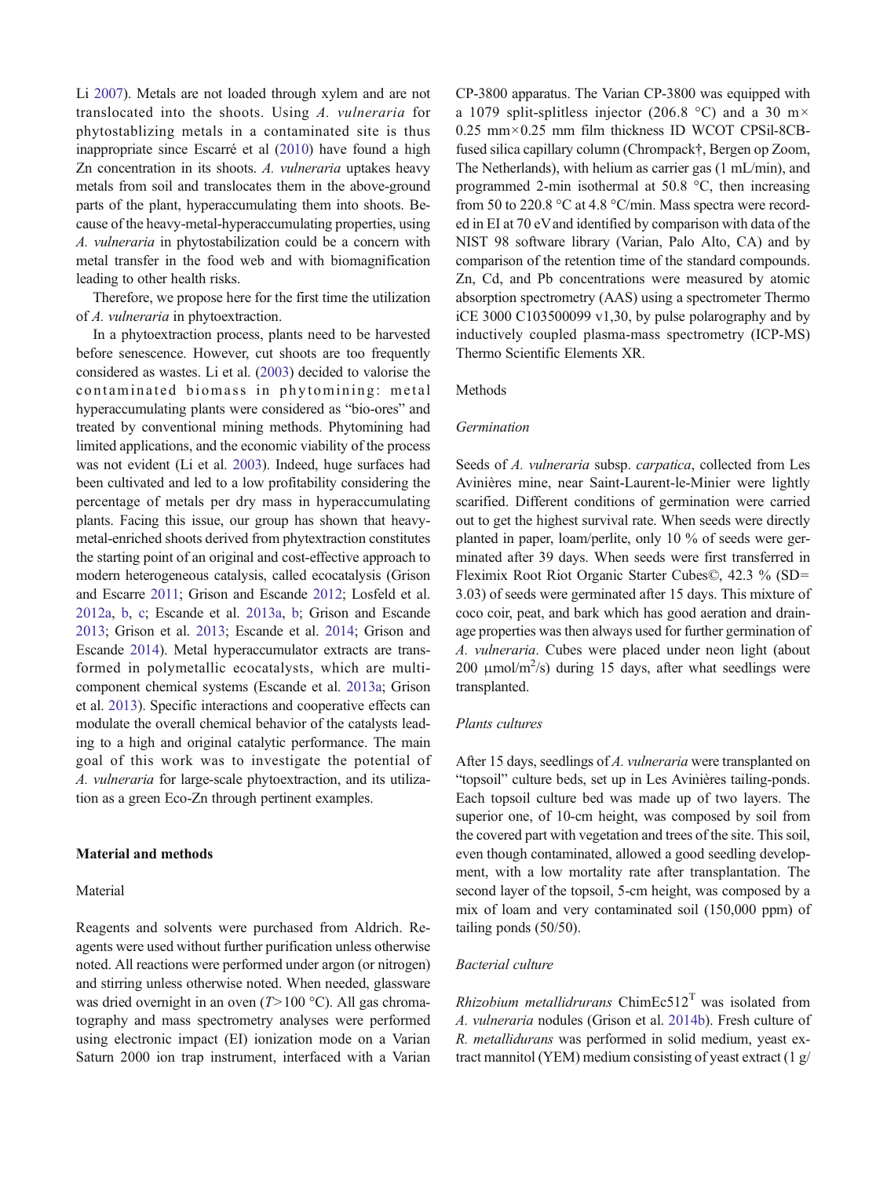Li 2007). Metals are not loaded through xylem and are not translocated into the shoots. Using *A. vulneraria* for phytostablizing metals in a contaminated site is thus inappropriate since Escarré et al (2010) have found a high Zn concentration in its shoots. *A. vulneraria* uptakes heavy metals from soil and translocates them in the above-ground parts of the plant, hyperaccumulating them into shoots. Because of the heavy-metal-hyperaccumulating properties, using *A. vulneraria* in phytostabilization could be a concern with metal transfer in the food web and with biomagnification leading to other health risks.

Therefore, we propose here for the first time the utilization of *A. vulneraria* in phytoextraction.

In a phytoextraction process, plants need to be harvested before senescence. However, cut shoots are too frequently considered as wastes. Li et al. (2003) decided to valorise the contaminated biomass in phytomining: metal hyperaccumulating plants were considered as "bio-ores" and treated by conventional mining methods. Phytomining had limited applications, and the economic viability of the process was not evident (Li et al. 2003). Indeed, huge surfaces had been cultivated and led to a low profitability considering the percentage of metals per dry mass in hyperaccumulating plants. Facing this issue, our group has shown that heavy-metal-enriched shoots derived from phytextraction constitutes the starting point of an original and cost-effective approach to modern heterogeneous catalysis, called ecocatalysis (Grison and Escarre 2011; Grison and Escande 2012; Losfeld et al. 2012a, b, c; Escande et al. 2013a, b; Grison and Escande 2013; Grison et al. 2013; Escande et al. 2014; Grison and Escande 2014). Metal hyperaccumulator extracts are transformed in polymetallic ecocatalysts, which are multicomponent chemical systems (Escande et al. 2013a; Grison et al. 2013). Specific interactions and cooperative effects can modulate the overall chemical behavior of the catalysts leading to a high and original catalytic performance. The main goal of this work was to investigate the potential of *A. vulneraria* for large-scale phytoextraction, and its utilization as a green Eco-Zn through pertinent examples.

## Material and methods

### Material

Reagents and solvents were purchased from Aldrich. Reagents were used without further purification unless otherwise noted. All reactions were performed under argon (or nitrogen) and stirring unless otherwise noted. When needed, glassware was dried overnight in an oven ($T > 100$ °C). All gas chromatography and mass spectrometry analyses were performed using electronic impact (EI) ionization mode on a Varian Saturn 2000 ion trap instrument, interfaced with a Varian CP-3800 apparatus. The Varian CP-3800 was equipped with a 1079 split-splitless injector (206.8 °C) and a 30 m × 0.25 mm × 0.25 mm film thickness ID WCOT CPSil-8CB-fused silica capillary column (Chrompack†, Bergen op Zoom, The Netherlands), with helium as carrier gas (1 mL/min), and programmed 2-min isothermal at 50.8 °C, then increasing from 50 to 220.8 °C at 4.8 °C/min. Mass spectra were recorded in EI at 70 eV and identified by comparison with data of the NIST 98 software library (Varian, Palo Alto, CA) and by comparison of the retention time of the standard compounds. Zn, Cd, and Pb concentrations were measured by atomic absorption spectrometry (AAS) using a spectrometer Thermo iCE 3000 C103500099 v1,30, by pulse polarography and by inductively coupled plasma-mass spectrometry (ICP-MS) Thermo Scientific Elements XR.

### Methods

#### *Germination*

Seeds of *A. vulneraria* subsp. *carpatica*, collected from Les Avinières mine, near Saint-Laurent-le-Minier were lightly scarified. Different conditions of germination were carried out to get the highest survival rate. When seeds were directly planted in paper, loam/perlite, only 10 % of seeds were germinated after 39 days. When seeds were first transferred in Fleximix Root Riot Organic Starter Cubes©, 42.3 % (SD= 3.03) of seeds were germinated after 15 days. This mixture of coco coir, peat, and bark which has good aeration and drainage properties was then always used for further germination of *A. vulneraria*. Cubes were placed under neon light (about 200 µmol/m$^2$/s) during 15 days, after what seedlings were transplanted.

#### *Plants cultures*

After 15 days, seedlings of *A. vulneraria* were transplanted on "topsoil" culture beds, set up in Les Avinières tailing-ponds. Each topsoil culture bed was made up of two layers. The superior one, of 10-cm height, was composed by soil from the covered part with vegetation and trees of the site. This soil, even though contaminated, allowed a good seedling development, with a low mortality rate after transplantation. The second layer of the topsoil, 5-cm height, was composed by a mix of loam and very contaminated soil (150,000 ppm) of tailing ponds (50/50).

#### *Bacterial culture*

*Rhizobium metallidrurans* ChimEc512$^T$ was isolated from *A. vulneraria* nodules (Grison et al. 2014b). Fresh culture of *R. metallidurans* was performed in solid medium, yeast extract mannitol (YEM) medium consisting of yeast extract (1 g/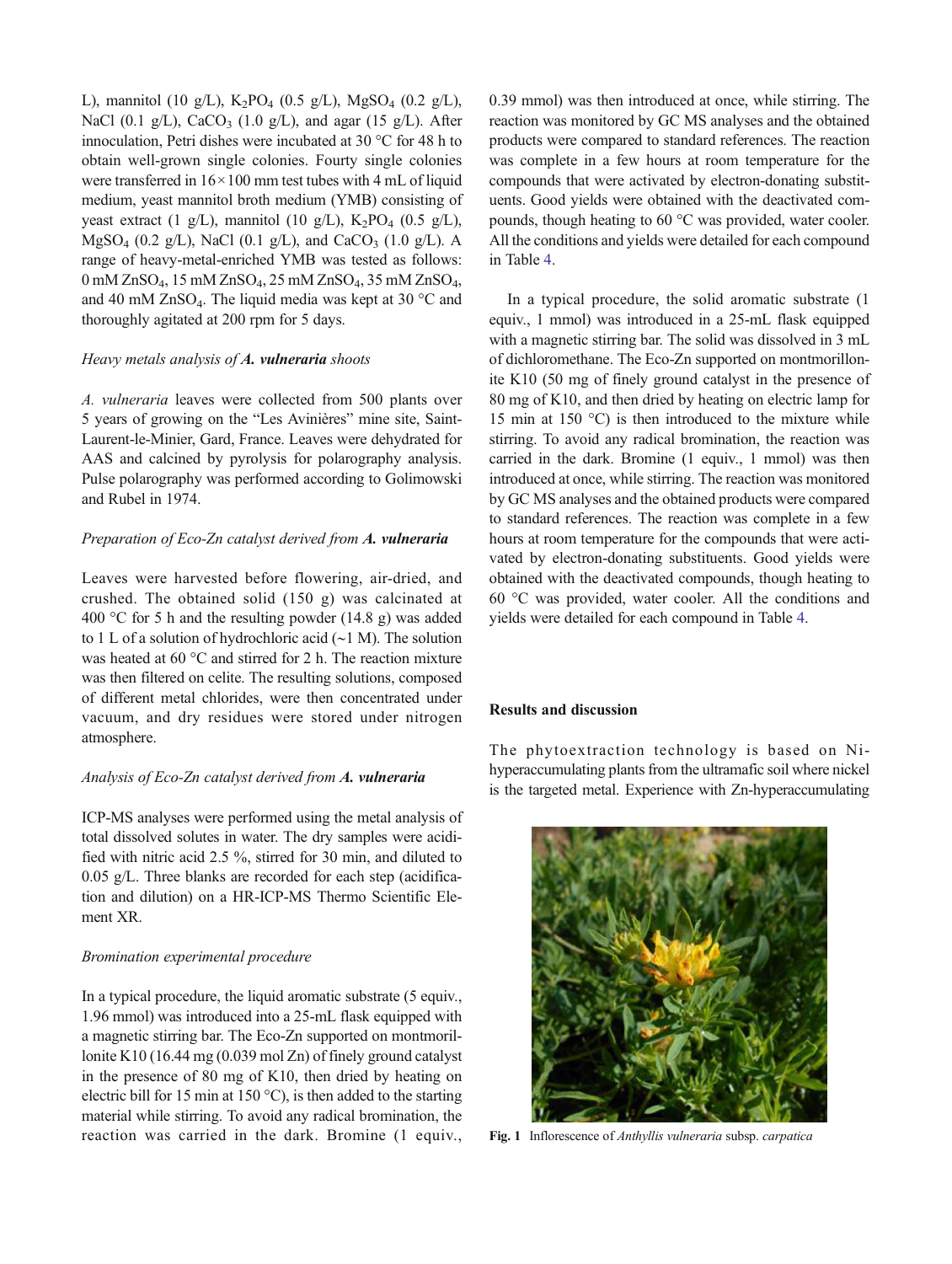L), mannitol (10 g/L), $K_2PO_4$ (0.5 g/L), $MgSO_4$ (0.2 g/L), NaCl (0.1 g/L), $CaCO_3$ (1.0 g/L), and agar (15 g/L). After innoculation, Petri dishes were incubated at 30 °C for 48 h to obtain well-grown single colonies. Fourty single colonies were transferred in 16×100 mm test tubes with 4 mL of liquid medium, yeast mannitol broth medium (YMB) consisting of yeast extract (1 g/L), mannitol (10 g/L), $K_2PO_4$ (0.5 g/L), $MgSO_4$ (0.2 g/L), NaCl (0.1 g/L), and $CaCO_3$ (1.0 g/L). A range of heavy-metal-enriched YMB was tested as follows: 0 mM $ZnSO_4$, 15 mM $ZnSO_4$, 25 mM $ZnSO_4$, 35 mM $ZnSO_4$, and 40 mM $ZnSO_4$. The liquid media was kept at 30 °C and thoroughly agitated at 200 rpm for 5 days.

*Heavy metals analysis of **A. vulneraria** shoots*

*A. vulneraria* leaves were collected from 500 plants over 5 years of growing on the "Les Avinières" mine site, Saint-Laurent-le-Minier, Gard, France. Leaves were dehydrated for AAS and calcined by pyrolysis for polarography analysis. Pulse polarography was performed according to Golimowski and Rubel in 1974.

*Preparation of Eco-Zn catalyst derived from **A. vulneraria***

Leaves were harvested before flowering, air-dried, and crushed. The obtained solid (150 g) was calcinated at 400 °C for 5 h and the resulting powder (14.8 g) was added to 1 L of a solution of hydrochloric acid (~1 M). The solution was heated at 60 °C and stirred for 2 h. The reaction mixture was then filtered on celite. The resulting solutions, composed of different metal chlorides, were then concentrated under vacuum, and dry residues were stored under nitrogen atmosphere.

*Analysis of Eco-Zn catalyst derived from **A. vulneraria***

ICP-MS analyses were performed using the metal analysis of total dissolved solutes in water. The dry samples were acidified with nitric acid 2.5 %, stirred for 30 min, and diluted to 0.05 g/L. Three blanks are recorded for each step (acidification and dilution) on a HR-ICP-MS Thermo Scientific Element XR.

*Bromination experimental procedure*

In a typical procedure, the liquid aromatic substrate (5 equiv., 1.96 mmol) was introduced into a 25-mL flask equipped with a magnetic stirring bar. The Eco-Zn supported on montmorillonite K10 (16.44 mg (0.039 mol Zn) of finely ground catalyst in the presence of 80 mg of K10, then dried by heating on electric bill for 15 min at 150 °C), is then added to the starting material while stirring. To avoid any radical bromination, the reaction was carried in the dark. Bromine (1 equiv., 0.39 mmol) was then introduced at once, while stirring. The reaction was monitored by GC MS analyses and the obtained products were compared to standard references. The reaction was complete in a few hours at room temperature for the compounds that were activated by electron-donating substituents. Good yields were obtained with the deactivated compounds, though heating to 60 °C was provided, water cooler. All the conditions and yields were detailed for each compound in Table 4.

In a typical procedure, the solid aromatic substrate (1 equiv., 1 mmol) was introduced in a 25-mL flask equipped with a magnetic stirring bar. The solid was dissolved in 3 mL of dichloromethane. The Eco-Zn supported on montmorillonite K10 (50 mg of finely ground catalyst in the presence of 80 mg of K10, and then dried by heating on electric lamp for 15 min at 150 °C) is then introduced to the mixture while stirring. To avoid any radical bromination, the reaction was carried in the dark. Bromine (1 equiv., 1 mmol) was then introduced at once, while stirring. The reaction was monitored by GC MS analyses and the obtained products were compared to standard references. The reaction was complete in a few hours at room temperature for the compounds that were activated by electron-donating substituents. Good yields were obtained with the deactivated compounds, though heating to 60 °C was provided, water cooler. All the conditions and yields were detailed for each compound in Table 4.

## Results and discussion

The phytoextraction technology is based on Ni-hyperaccumulating plants from the ultramafic soil where nickel is the targeted metal. Experience with Zn-hyperaccumulating

**Fig. 1** Inflorescence of *Anthyllis vulneraria* subsp. *carpatica*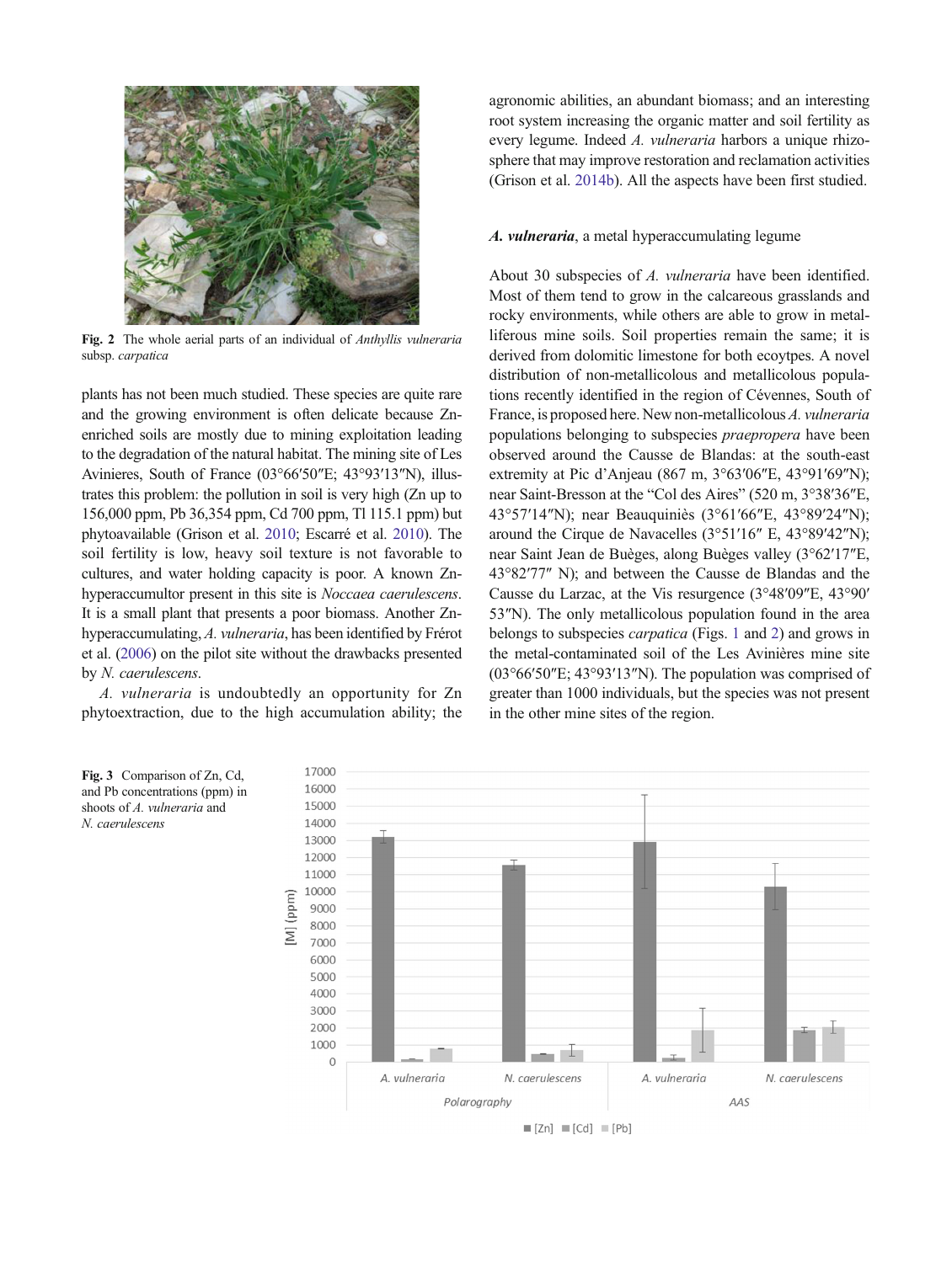Fig. 2 The whole aerial parts of an individual of *Anthyllis vulneraria* subsp. *carpatica*

plants has not been much studied. These species are quite rare and the growing environment is often delicate because Zn-enriched soils are mostly due to mining exploitation leading to the degradation of the natural habitat. The mining site of Les Avinieres, South of France (03°66′50″E; 43°93′13″N), illustrates this problem: the pollution in soil is very high (Zn up to 156,000 ppm, Pb 36,354 ppm, Cd 700 ppm, Tl 115.1 ppm) but phytoavailable (Grison et al. 2010; Escarré et al. 2010). The soil fertility is low, heavy soil texture is not favorable to cultures, and water holding capacity is poor. A known Zn-hyperaccumultor present in this site is *Noccaea caerulescens*. It is a small plant that presents a poor biomass. Another Zn-hyperaccumulating, *A. vulneraria*, has been identified by Frérot et al. (2006) on the pilot site without the drawbacks presented by *N. caerulescens*.

*A. vulneraria* is undoubtedly an opportunity for Zn phytoextraction, due to the high accumulation ability; the agronomic abilities, an abundant biomass; and an interesting root system increasing the organic matter and soil fertility as every legume. Indeed *A. vulneraria* harbors a unique rhizosphere that may improve restoration and reclamation activities (Grison et al. 2014b). All the aspects have been first studied.

### *A. vulneraria*, a metal hyperaccumulating legume

About 30 subspecies of *A. vulneraria* have been identified. Most of them tend to grow in the calcareous grasslands and rocky environments, while others are able to grow in metalliferous mine soils. Soil properties remain the same; it is derived from dolomitic limestone for both ecoytpes. A novel distribution of non-metallicolous and metallicolous populations recently identified in the region of Cévennes, South of France, is proposed here. New non-metallicolous *A. vulneraria* populations belonging to subspecies *praepropera* have been observed around the Causse de Blandas: at the south-east extremity at Pic d'Anjeau (867 m, 3°63′06″E, 43°91′69″N); near Saint-Bresson at the "Col des Aires" (520 m, 3°38′36″E, 43°57′14″N); near Beauquiniès (3°61′66″E, 43°89′24″N); around the Cirque de Navacelles (3°51′16″ E, 43°89′42″N); near Saint Jean de Buèges, along Buèges valley (3°62′17″E, 43°82′77″ N); and between the Causse de Blandas and the Causse du Larzac, at the Vis resurgence (3°48′09″E, 43°90′53″N). The only metallicolous population found in the area belongs to subspecies *carpatica* (Figs. 1 and 2) and grows in the metal-contaminated soil of the Les Avinières mine site (03°66′50″E; 43°93′13″N). The population was comprised of greater than 1000 individuals, but the species was not present in the other mine sites of the region.

Fig. 3 Comparison of Zn, Cd, and Pb concentrations (ppm) in shoots of *A. vulneraria* and *N. caerulescens*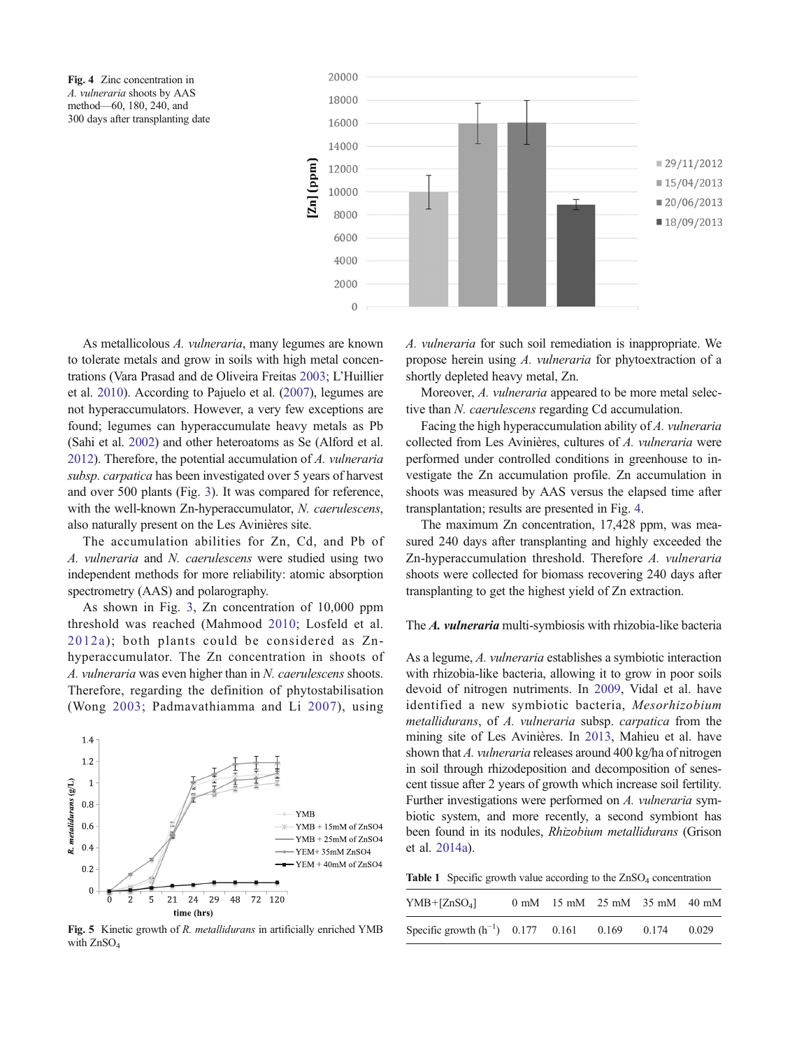**Fig. 4** Zinc concentration in *A. vulneraria* shoots by AAS method—60, 180, 240, and 300 days after transplanting date

As metallicolous *A. vulneraria*, many legumes are known to tolerate metals and grow in soils with high metal concentrations (Vara Prasad and de Oliveira Freitas 2003; L'Huillier et al. 2010). According to Pajuelo et al. (2007), legumes are not hyperaccumulators. However, a very few exceptions are found; legumes can hyperaccumulate heavy metals as Pb (Sahi et al. 2002) and other heteroatoms as Se (Alford et al. 2012). Therefore, the potential accumulation of *A. vulneraria subsp. carpatica* has been investigated over 5 years of harvest and over 500 plants (Fig. 3). It was compared for reference, with the well-known Zn-hyperaccumulator, *N. caerulescens*, also naturally present on the Les Avinières site.

The accumulation abilities for Zn, Cd, and Pb of *A. vulneraria* and *N. caerulescens* were studied using two independent methods for more reliability: atomic absorption spectrometry (AAS) and polarography.

As shown in Fig. 3, Zn concentration of 10,000 ppm threshold was reached (Mahmood 2010; Losfeld et al. 2012a); both plants could be considered as Zn-hyperaccumulator. The Zn concentration in shoots of *A. vulneraria* was even higher than in *N. caerulescens* shoots. Therefore, regarding the definition of phytostabilisation (Wong 2003; Padmavathiamma and Li 2007), using *A. vulneraria* for such soil remediation is inappropriate. We propose herein using *A. vulneraria* for phytoextraction of a shortly depleted heavy metal, Zn.

Moreover, *A. vulneraria* appeared to be more metal selective than *N. caerulescens* regarding Cd accumulation.

Facing the high hyperaccumulation ability of *A. vulneraria* collected from Les Avinières, cultures of *A. vulneraria* were performed under controlled conditions in greenhouse to investigate the Zn accumulation profile. Zn accumulation in shoots was measured by AAS versus the elapsed time after transplantation; results are presented in Fig. 4.

The maximum Zn concentration, 17,428 ppm, was measured 240 days after transplanting and highly exceeded the Zn-hyperaccumulation threshold. Therefore *A. vulneraria* shoots were collected for biomass recovering 240 days after transplanting to get the highest yield of Zn extraction.

**Fig. 5** Kinetic growth of *R. metallidurans* in artificially enriched YMB with $ZnSO_4$

## The *A. vulneraria* multi-symbiosis with rhizobia-like bacteria

As a legume, *A. vulneraria* establishes a symbiotic interaction with rhizobia-like bacteria, allowing it to grow in poor soils devoid of nitrogen nutriments. In 2009, Vidal et al. have identified a new symbiotic bacteria, *Mesorhizobium metallidurans*, of *A. vulneraria* subsp. *carpatica* from the mining site of Les Avinières. In 2013, Mahieu et al. have shown that *A. vulneraria* releases around 400 kg/ha of nitrogen in soil through rhizodeposition and decomposition of senescent tissue after 2 years of growth which increase soil fertility. Further investigations were performed on *A. vulneraria* symbiotic system, and more recently, a second symbiont has been found in its nodules, *Rhizobium metallidurans* (Grison et al. 2014a).

**Table 1** Specific growth value according to the $ZnSO_4$ concentration

| YMB+[$ZnSO_4$] | 0 mM | 15 mM | 25 mM | 35 mM | 40 mM |
|---|---|---|---|---|---|
| Specific growth ($h^{-1}$) | 0.177 | 0.161 | 0.169 | 0.174 | 0.029 |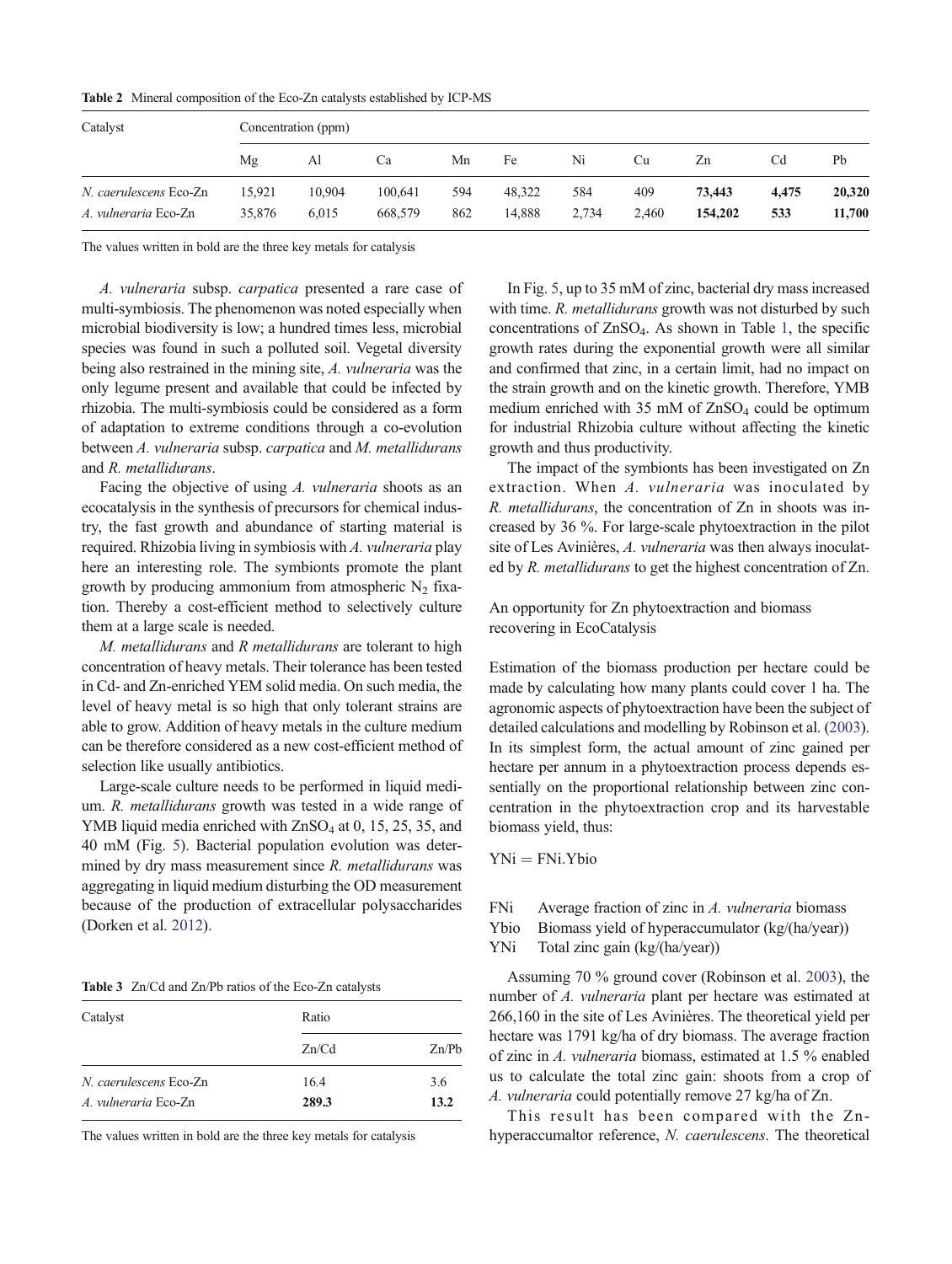**Table 2** Mineral composition of the Eco-Zn catalysts established by ICP-MS

| Catalyst | Concentration (ppm) | | | | | | | | | |
|---|---|---|---|---|---|---|---|---|---|---|
| | Mg | Al | Ca | Mn | Fe | Ni | Cu | Zn | Cd | Pb |
| *N. caerulescens* Eco-Zn | 15,921 | 10,904 | 100,641 | 594 | 48,322 | 584 | 409 | **73,443** | **4,475** | **20,320** |
| *A. vulneraria* Eco-Zn | 35,876 | 6,015 | 668,579 | 862 | 14,888 | 2,734 | 2,460 | **154,202** | **533** | **11,700** |

The values written in bold are the three key metals for catalysis

*A. vulneraria* subsp. *carpatica* presented a rare case of multi-symbiosis. The phenomenon was noted especially when microbial biodiversity is low; a hundred times less, microbial species was found in such a polluted soil. Vegetal diversity being also restrained in the mining site, *A. vulneraria* was the only legume present and available that could be infected by rhizobia. The multi-symbiosis could be considered as a form of adaptation to extreme conditions through a co-evolution between *A. vulneraria* subsp. *carpatica* and *M. metallidurans* and *R. metallidurans*.

Facing the objective of using *A. vulneraria* shoots as an ecocatalysis in the synthesis of precursors for chemical industry, the fast growth and abundance of starting material is required. Rhizobia living in symbiosis with *A. vulneraria* play here an interesting role. The symbionts promote the plant growth by producing ammonium from atmospheric $N_2$ fixation. Thereby a cost-efficient method to selectively culture them at a large scale is needed.

*M. metallidurans* and *R metallidurans* are tolerant to high concentration of heavy metals. Their tolerance has been tested in Cd- and Zn-enriched YEM solid media. On such media, the level of heavy metal is so high that only tolerant strains are able to grow. Addition of heavy metals in the culture medium can be therefore considered as a new cost-efficient method of selection like usually antibiotics.

Large-scale culture needs to be performed in liquid medium. *R. metallidurans* growth was tested in a wide range of YMB liquid media enriched with $ZnSO_4$ at 0, 15, 25, 35, and 40 mM (Fig. 5). Bacterial population evolution was determined by dry mass measurement since *R. metallidurans* was aggregating in liquid medium disturbing the OD measurement because of the production of extracellular polysaccharides (Dorken et al. 2012).

**Table 3** Zn/Cd and Zn/Pb ratios of the Eco-Zn catalysts

| Catalyst | Ratio | |
|---|---|---|
| | Zn/Cd | Zn/Pb |
| *N. caerulescens* Eco-Zn | 16.4 | 3.6 |
| *A. vulneraria* Eco-Zn | **289.3** | **13.2** |

The values written in bold are the three key metals for catalysis

In Fig. 5, up to 35 mM of zinc, bacterial dry mass increased with time. *R. metallidurans* growth was not disturbed by such concentrations of $ZnSO_4$. As shown in Table 1, the specific growth rates during the exponential growth were all similar and confirmed that zinc, in a certain limit, had no impact on the strain growth and on the kinetic growth. Therefore, YMB medium enriched with 35 mM of $ZnSO_4$ could be optimum for industrial Rhizobia culture without affecting the kinetic growth and thus productivity.

The impact of the symbionts has been investigated on Zn extraction. When *A. vulneraria* was inoculated by *R. metallidurans*, the concentration of Zn in shoots was increased by 36 %. For large-scale phytoextraction in the pilot site of Les Avinières, *A. vulneraria* was then always inoculated by *R. metallidurans* to get the highest concentration of Zn.

## An opportunity for Zn phytoextraction and biomass recovering in EcoCatalysis

Estimation of the biomass production per hectare could be made by calculating how many plants could cover 1 ha. The agronomic aspects of phytoextraction have been the subject of detailed calculations and modelling by Robinson et al. (2003). In its simplest form, the actual amount of zinc gained per hectare per annum in a phytoextraction process depends essentially on the proportional relationship between zinc concentration in the phytoextraction crop and its harvestable biomass yield, thus:

$$YNi = FNi.Ybio$$

FNi Average fraction of zinc in *A. vulneraria* biomass
Ybio Biomass yield of hyperaccumulator (kg/(ha/year))
YNi Total zinc gain (kg/(ha/year))

Assuming 70 % ground cover (Robinson et al. 2003), the number of *A. vulneraria* plant per hectare was estimated at 266,160 in the site of Les Avinières. The theoretical yield per hectare was 1791 kg/ha of dry biomass. The average fraction of zinc in *A. vulneraria* biomass, estimated at 1.5 % enabled us to calculate the total zinc gain: shoots from a crop of *A. vulneraria* could potentially remove 27 kg/ha of Zn.

This result has been compared with the Zn-hyperaccumaltor reference, *N. caerulescens*. The theoretical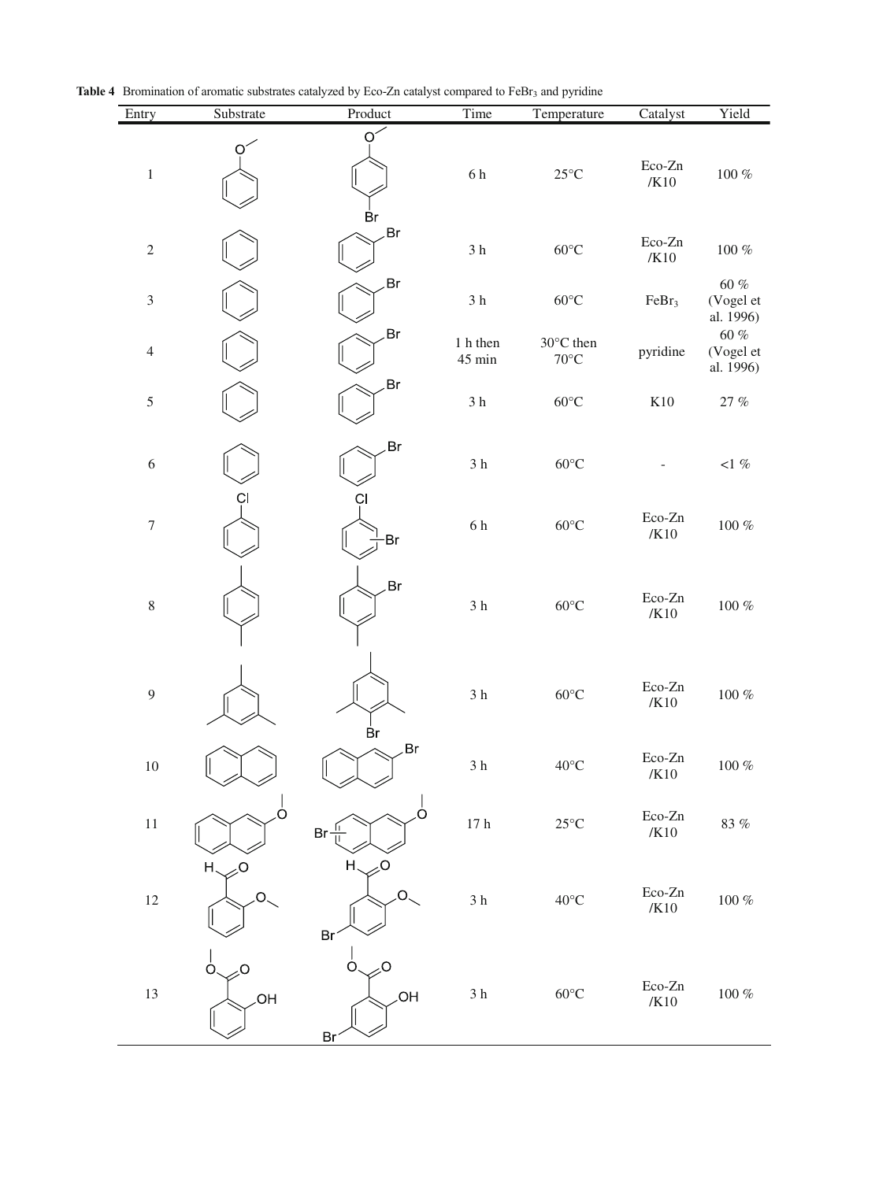**Table 4** Bromination of aromatic substrates catalyzed by Eco-Zn catalyst compared to $FeBr_3$ and pyridine

| Entry | Substrate | Product | Time | Temperature | Catalyst | Yield |
|---|---|---|---|---|---|---|
| 1 | | | 6 h | 25°C | Eco-Zn /K10 | 100 % |
| 2 | | | 3 h | 60°C | Eco-Zn /K10 | 100 % |
| 3 | | | 3 h | 60°C | $FeBr_3$ | 60 % (Vogel et al. 1996) |
| 4 | | | 1 h then 45 min | 30°C then 70°C | pyridine | 60 % (Vogel et al. 1996) |
| 5 | | | 3 h | 60°C | K10 | 27 % |
| 6 | | | 3 h | 60°C | - | <1 % |
| 7 | | | 6 h | 60°C | Eco-Zn /K10 | 100 % |
| 8 | | | 3 h | 60°C | Eco-Zn /K10 | 100 % |
| 9 | | | 3 h | 60°C | Eco-Zn /K10 | 100 % |
| 10 | | | 3 h | 40°C | Eco-Zn /K10 | 100 % |
| 11 | | | 17 h | 25°C | Eco-Zn /K10 | 83 % |
| 12 | | | 3 h | 40°C | Eco-Zn /K10 | 100 % |
| 13 | | | 3 h | 60°C | Eco-Zn /K10 | 100 % |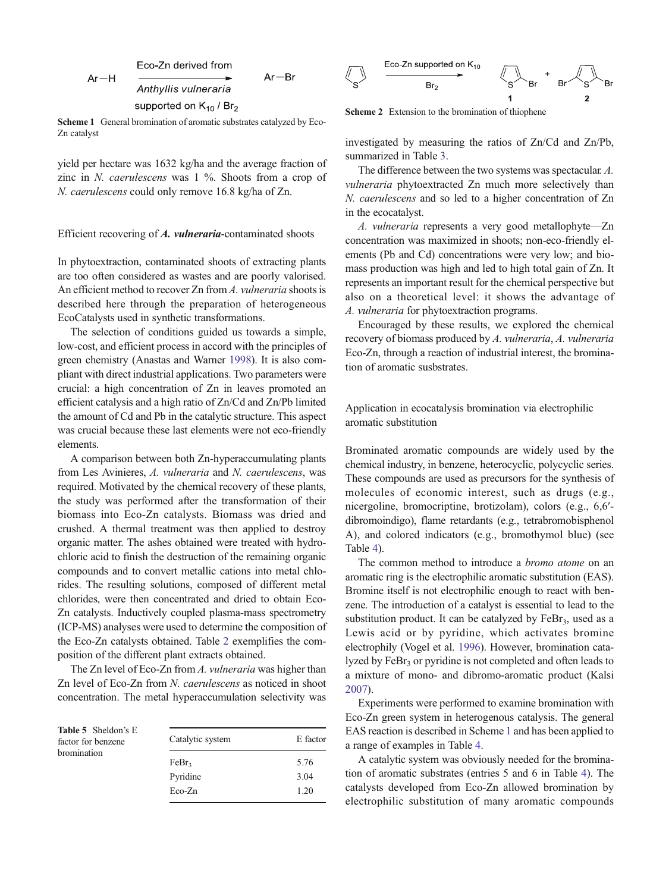Ar—H → Ar—Br (Eco-Zn derived from *Anthyllis vulneraria* supported on $K_{10}$ / $Br_2$)

**Scheme 1** General bromination of aromatic substrates catalyzed by Eco-Zn catalyst

yield per hectare was 1632 kg/ha and the average fraction of zinc in *N. caerulescens* was 1 %. Shoots from a crop of *N. caerulescens* could only remove 16.8 kg/ha of Zn.

## Efficient recovering of *A. vulneraria*-contaminated shoots

In phytoextraction, contaminated shoots of extracting plants are too often considered as wastes and are poorly valorised. An efficient method to recover Zn from *A. vulneraria* shoots is described here through the preparation of heterogeneous EcoCatalysts used in synthetic transformations.

The selection of conditions guided us towards a simple, low-cost, and efficient process in accord with the principles of green chemistry (Anastas and Warner 1998). It is also compliant with direct industrial applications. Two parameters were crucial: a high concentration of Zn in leaves promoted an efficient catalysis and a high ratio of Zn/Cd and Zn/Pb limited the amount of Cd and Pb in the catalytic structure. This aspect was crucial because these last elements were not eco-friendly elements.

A comparison between both Zn-hyperaccumulating plants from Les Avinieres, *A. vulneraria* and *N. caerulescens*, was required. Motivated by the chemical recovery of these plants, the study was performed after the transformation of their biomass into Eco-Zn catalysts. Biomass was dried and crushed. A thermal treatment was then applied to destroy organic matter. The ashes obtained were treated with hydrochloric acid to finish the destruction of the remaining organic compounds and to convert metallic cations into metal chlorides. The resulting solutions, composed of different metal chlorides, were then concentrated and dried to obtain Eco-Zn catalysts. Inductively coupled plasma-mass spectrometry (ICP-MS) analyses were used to determine the composition of the Eco-Zn catalysts obtained. Table 2 exemplifies the composition of the different plant extracts obtained.

The Zn level of Eco-Zn from *A. vulneraria* was higher than Zn level of Eco-Zn from *N. caerulescens* as noticed in shoot concentration. The metal hyperaccumulation selectivity was investigated by measuring the ratios of Zn/Cd and Zn/Pb, summarized in Table 3.

**Table 5** Sheldon's E factor for benzene bromination

| Catalytic system | E factor |
|---|---|
| $FeBr_3$ | 5.76 |
| Pyridine | 3.04 |
| Eco-Zn | 1.20 |

Thiophene → (Eco-Zn supported on $K_{10}$, $Br_2$) → 2-bromothiophene (**1**) + 2,5-dibromothiophene (**2**)

**Scheme 2** Extension to the bromination of thiophene

The difference between the two systems was spectacular. *A. vulneraria* phytoextracted Zn much more selectively than *N. caerulescens* and so led to a higher concentration of Zn in the ecocatalyst.

*A. vulneraria* represents a very good metallophyte—Zn concentration was maximized in shoots; non-eco-friendly elements (Pb and Cd) concentrations were very low; and biomass production was high and led to high total gain of Zn. It represents an important result for the chemical perspective but also on a theoretical level: it shows the advantage of *A. vulneraria* for phytoextraction programs.

Encouraged by these results, we explored the chemical recovery of biomass produced by *A. vulneraria*, *A. vulneraria* Eco-Zn, through a reaction of industrial interest, the bromination of aromatic susbstrates.

## Application in ecocatalysis bromination via electrophilic aromatic substitution

Brominated aromatic compounds are widely used by the chemical industry, in benzene, heterocyclic, polycyclic series. These compounds are used as precursors for the synthesis of molecules of economic interest, such as drugs (e.g., nicergoline, bromocriptine, brotizolam), colors (e.g., 6,6′-dibromoindigo), flame retardants (e.g., tetrabromobisphenol A), and colored indicators (e.g., bromothymol blue) (see Table 4).

The common method to introduce a *bromo atome* on an aromatic ring is the electrophilic aromatic substitution (EAS). Bromine itself is not electrophilic enough to react with benzene. The introduction of a catalyst is essential to lead to the substitution product. It can be catalyzed by $FeBr_3$, used as a Lewis acid or by pyridine, which activates bromine electrophily (Vogel et al. 1996). However, bromination catalyzed by $FeBr_3$ or pyridine is not completed and often leads to a mixture of mono- and dibromo-aromatic product (Kalsi 2007).

Experiments were performed to examine bromination with Eco-Zn green system in heterogenous catalysis. The general EAS reaction is described in Scheme 1 and has been applied to a range of examples in Table 4.

A catalytic system was obviously needed for the bromination of aromatic substrates (entries 5 and 6 in Table 4). The catalysts developed from Eco-Zn allowed bromination by electrophilic substitution of many aromatic compounds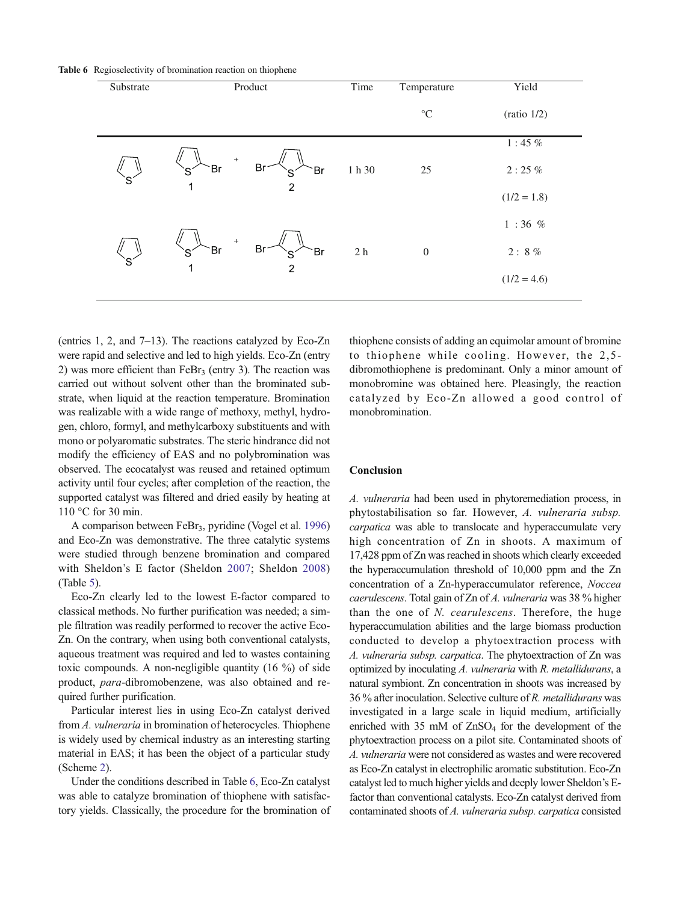**Table 6** Regioselectivity of bromination reaction on thiophene

| Substrate | Product | Time | Temperature °C | Yield (ratio 1/2) |
|---|---|---|---|---|
| Thiophene | 2-Bromothiophene (1) + 2,5-Dibromothiophene (2) | 1 h 30 | 25 | 1 : 45 %<br>2 : 25 %<br>(1/2 = 1.8) |
| Thiophene | 2-Bromothiophene (1) + 2,5-Dibromothiophene (2) | 2 h | 0 | 1 : 36 %<br>2 : 8 %<br>(1/2 = 4.6) |

(entries 1, 2, and 7–13). The reactions catalyzed by Eco-Zn were rapid and selective and led to high yields. Eco-Zn (entry 2) was more efficient than $FeBr_3$ (entry 3). The reaction was carried out without solvent other than the brominated substrate, when liquid at the reaction temperature. Bromination was realizable with a wide range of methoxy, methyl, hydrogen, chloro, formyl, and methylcarboxy substituents and with mono or polyaromatic substrates. The steric hindrance did not modify the efficiency of EAS and no polybromination was observed. The ecocatalyst was reused and retained optimum activity until four cycles; after completion of the reaction, the supported catalyst was filtered and dried easily by heating at 110 °C for 30 min.

A comparison between $FeBr_3$, pyridine (Vogel et al. 1996) and Eco-Zn was demonstrative. The three catalytic systems were studied through benzene bromination and compared with Sheldon's E factor (Sheldon 2007; Sheldon 2008) (Table 5).

Eco-Zn clearly led to the lowest E-factor compared to classical methods. No further purification was needed; a simple filtration was readily performed to recover the active Eco-Zn. On the contrary, when using both conventional catalysts, aqueous treatment was required and led to wastes containing toxic compounds. A non-negligible quantity (16 %) of side product, *para*-dibromobenzene, was also obtained and required further purification.

Particular interest lies in using Eco-Zn catalyst derived from *A. vulneraria* in bromination of heterocycles. Thiophene is widely used by chemical industry as an interesting starting material in EAS; it has been the object of a particular study (Scheme 2).

Under the conditions described in Table 6, Eco-Zn catalyst was able to catalyze bromination of thiophene with satisfactory yields. Classically, the procedure for the bromination of thiophene consists of adding an equimolar amount of bromine to thiophene while cooling. However, the 2,5-dibromothiophene is predominant. Only a minor amount of monobromine was obtained here. Pleasingly, the reaction catalyzed by Eco-Zn allowed a good control of monobromination.

## Conclusion

*A. vulneraria* had been used in phytoremediation process, in phytostabilisation so far. However, *A. vulneraria subsp. carpatica* was able to translocate and hyperaccumulate very high concentration of Zn in shoots. A maximum of 17,428 ppm of Zn was reached in shoots which clearly exceeded the hyperaccumulation threshold of 10,000 ppm and the Zn concentration of a Zn-hyperaccumulator reference, *Noccea caerulescens*. Total gain of Zn of *A. vulneraria* was 38 % higher than the one of *N. cearulescens*. Therefore, the huge hyperaccumulation abilities and the large biomass production conducted to develop a phytoextraction process with *A. vulneraria subsp. carpatica*. The phytoextraction of Zn was optimized by inoculating *A. vulneraria* with *R. metallidurans*, a natural symbiont. Zn concentration in shoots was increased by 36 % after inoculation. Selective culture of *R. metallidurans* was investigated in a large scale in liquid medium, artificially enriched with 35 mM of $ZnSO_4$ for the development of the phytoextraction process on a pilot site. Contaminated shoots of *A. vulneraria* were not considered as wastes and were recovered as Eco-Zn catalyst in electrophilic aromatic substitution. Eco-Zn catalyst led to much higher yields and deeply lower Sheldon's E-factor than conventional catalysts. Eco-Zn catalyst derived from contaminated shoots of *A. vulneraria subsp. carpatica* consisted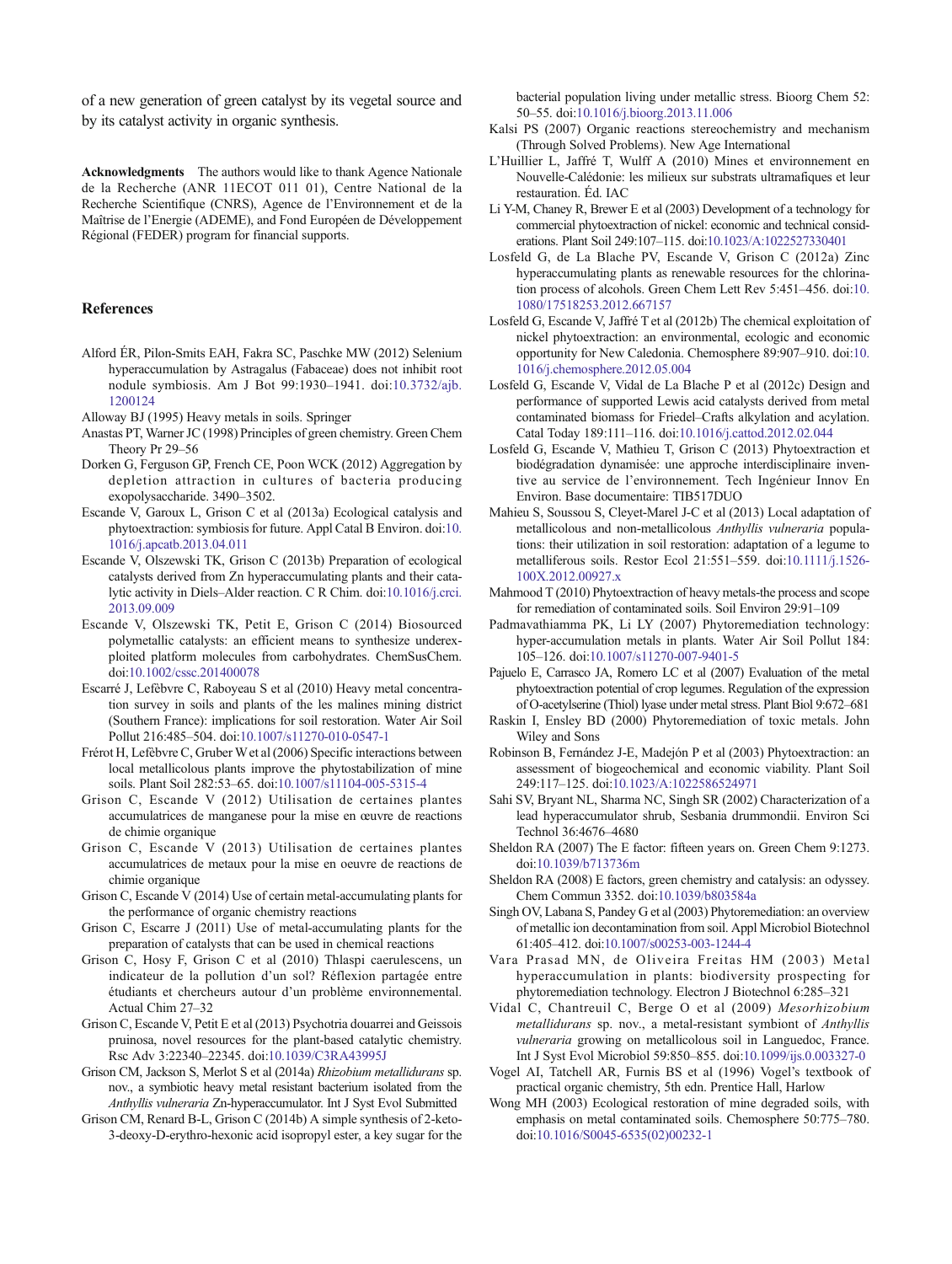of a new generation of green catalyst by its vegetal source and by its catalyst activity in organic synthesis.

**Acknowledgments** The authors would like to thank Agence Nationale de la Recherche (ANR 11ECOT 011 01), Centre National de la Recherche Scientifique (CNRS), Agence de l'Environnement et de la Maîtrise de l'Energie (ADEME), and Fond Européen de Développement Régional (FEDER) program for financial supports.

## References

Alford ÉR, Pilon-Smits EAH, Fakra SC, Paschke MW (2012) Selenium hyperaccumulation by Astragalus (Fabaceae) does not inhibit root nodule symbiosis. Am J Bot 99:1930–1941. doi:10.3732/ajb.1200124

Alloway BJ (1995) Heavy metals in soils. Springer

Anastas PT, Warner JC (1998) Principles of green chemistry. Green Chem Theory Pr 29–56

Dorken G, Ferguson GP, French CE, Poon WCK (2012) Aggregation by depletion attraction in cultures of bacteria producing exopolysaccharide. 3490–3502.

Escande V, Garoux L, Grison C et al (2013a) Ecological catalysis and phytoextraction: symbiosis for future. Appl Catal B Environ. doi:10.1016/j.apcatb.2013.04.011

Escande V, Olszewski TK, Grison C (2013b) Preparation of ecological catalysts derived from Zn hyperaccumulating plants and their catalytic activity in Diels–Alder reaction. C R Chim. doi:10.1016/j.crci.2013.09.009

Escande V, Olszewski TK, Petit E, Grison C (2014) Biosourced polymetallic catalysts: an efficient means to synthesize underexploited platform molecules from carbohydrates. ChemSusChem. doi:10.1002/cssc.201400078

Escarré J, Lefèbvre C, Raboyeau S et al (2010) Heavy metal concentration survey in soils and plants of the les malines mining district (Southern France): implications for soil restoration. Water Air Soil Pollut 216:485–504. doi:10.1007/s11270-010-0547-1

Frérot H, Lefèbvre C, Gruber W et al (2006) Specific interactions between local metallicolous plants improve the phytostabilization of mine soils. Plant Soil 282:53–65. doi:10.1007/s11104-005-5315-4

Grison C, Escande V (2012) Utilisation de certaines plantes accumulatrices de manganese pour la mise en œuvre de reactions de chimie organique

Grison C, Escande V (2013) Utilisation de certaines plantes accumulatrices de metaux pour la mise en oeuvre de reactions de chimie organique

Grison C, Escande V (2014) Use of certain metal-accumulating plants for the performance of organic chemistry reactions

Grison C, Escarre J (2011) Use of metal-accumulating plants for the preparation of catalysts that can be used in chemical reactions

Grison C, Hosy F, Grison C et al (2010) Thlaspi caerulescens, un indicateur de la pollution d'un sol? Réflexion partagée entre étudiants et chercheurs autour d'un problème environnemental. Actual Chim 27–32

Grison C, Escande V, Petit E et al (2013) Psychotria douarrei and Geissois pruinosa, novel resources for the plant-based catalytic chemistry. Rsc Adv 3:22340–22345. doi:10.1039/C3RA43995J

Grison CM, Jackson S, Merlot S et al (2014a) *Rhizobium metallidurans* sp. nov., a symbiotic heavy metal resistant bacterium isolated from the *Anthyllis vulneraria* Zn-hyperaccumulator. Int J Syst Evol Submitted

Grison CM, Renard B-L, Grison C (2014b) A simple synthesis of 2-keto-3-deoxy-D-erythro-hexonic acid isopropyl ester, a key sugar for the bacterial population living under metallic stress. Bioorg Chem 52: 50–55. doi:10.1016/j.bioorg.2013.11.006

Kalsi PS (2007) Organic reactions stereochemistry and mechanism (Through Solved Problems). New Age International

L'Huillier L, Jaffré T, Wulff A (2010) Mines et environnement en Nouvelle-Calédonie: les milieux sur substrats ultramafiques et leur restauration. Éd. IAC

Li Y-M, Chaney R, Brewer E et al (2003) Development of a technology for commercial phytoextraction of nickel: economic and technical considerations. Plant Soil 249:107–115. doi:10.1023/A:1022527330401

Losfeld G, de La Blache PV, Escande V, Grison C (2012a) Zinc hyperaccumulating plants as renewable resources for the chlorination process of alcohols. Green Chem Lett Rev 5:451–456. doi:10.1080/17518253.2012.667157

Losfeld G, Escande V, Jaffré T et al (2012b) The chemical exploitation of nickel phytoextraction: an environmental, ecologic and economic opportunity for New Caledonia. Chemosphere 89:907–910. doi:10.1016/j.chemosphere.2012.05.004

Losfeld G, Escande V, Vidal de La Blache P et al (2012c) Design and performance of supported Lewis acid catalysts derived from metal contaminated biomass for Friedel–Crafts alkylation and acylation. Catal Today 189:111–116. doi:10.1016/j.cattod.2012.02.044

Losfeld G, Escande V, Mathieu T, Grison C (2013) Phytoextraction et biodégradation dynamisée: une approche interdisciplinaire inventive au service de l'environnement. Tech Ingénieur Innov En Environ. Base documentaire: TIB517DUO

Mahieu S, Soussou S, Cleyet-Marel J-C et al (2013) Local adaptation of metallicolous and non-metallicolous *Anthyllis vulneraria* populations: their utilization in soil restoration: adaptation of a legume to metalliferous soils. Restor Ecol 21:551–559. doi:10.1111/j.1526-100X.2012.00927.x

Mahmood T (2010) Phytoextraction of heavy metals-the process and scope for remediation of contaminated soils. Soil Environ 29:91–109

Padmavathiamma PK, Li LY (2007) Phytoremediation technology: hyper-accumulation metals in plants. Water Air Soil Pollut 184: 105–126. doi:10.1007/s11270-007-9401-5

Pajuelo E, Carrasco JA, Romero LC et al (2007) Evaluation of the metal phytoextraction potential of crop legumes. Regulation of the expression of O-acetylserine (Thiol) lyase under metal stress. Plant Biol 9:672–681

Raskin I, Ensley BD (2000) Phytoremediation of toxic metals. John Wiley and Sons

Robinson B, Fernández J-E, Madejón P et al (2003) Phytoextraction: an assessment of biogeochemical and economic viability. Plant Soil 249:117–125. doi:10.1023/A:1022586524971

Sahi SV, Bryant NL, Sharma NC, Singh SR (2002) Characterization of a lead hyperaccumulator shrub, Sesbania drummondii. Environ Sci Technol 36:4676–4680

Sheldon RA (2007) The E factor: fifteen years on. Green Chem 9:1273. doi:10.1039/b713736m

Sheldon RA (2008) E factors, green chemistry and catalysis: an odyssey. Chem Commun 3352. doi:10.1039/b803584a

Singh OV, Labana S, Pandey G et al (2003) Phytoremediation: an overview of metallic ion decontamination from soil. Appl Microbiol Biotechnol 61:405–412. doi:10.1007/s00253-003-1244-4

Vara Prasad MN, de Oliveira Freitas HM (2003) Metal hyperaccumulation in plants: biodiversity prospecting for phytoremediation technology. Electron J Biotechnol 6:285–321

Vidal C, Chantreuil C, Berge O et al (2009) *Mesorhizobium metallidurans* sp. nov., a metal-resistant symbiont of *Anthyllis vulneraria* growing on metallicolous soil in Languedoc, France. Int J Syst Evol Microbiol 59:850–855. doi:10.1099/ijs.0.003327-0

Vogel AI, Tatchell AR, Furnis BS et al (1996) Vogel's textbook of practical organic chemistry, 5th edn. Prentice Hall, Harlow

Wong MH (2003) Ecological restoration of mine degraded soils, with emphasis on metal contaminated soils. Chemosphere 50:775–780. doi:10.1016/S0045-6535(02)00232-1